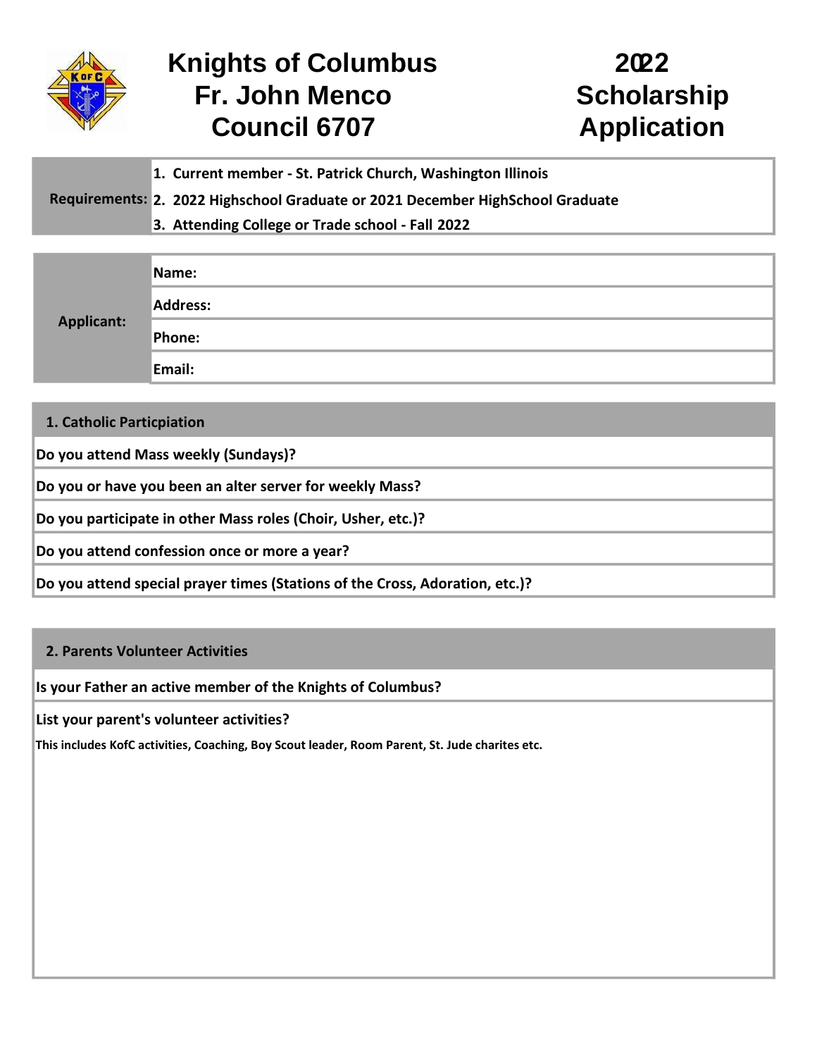# Knights of Columbus Fr. John Menco Council 6707

# 2022 Scholarship Application

| Requirements: | |
|---|---|
| | 1. Current member - St. Patrick Church, Washington Illinois |
| | 2. 2022 Highschool Graduate or 2021 December HighSchool Graduate |
| | 3. Attending College or Trade school - Fall 2022 |

| Applicant: | |
|---|---|
| | Name: |
| | Address: |
| | Phone: |
| | Email: |

| 1. Catholic Particpiation |
|---|
| Do you attend Mass weekly (Sundays)? |
| Do you or have you been an alter server for weekly Mass? |
| Do you participate in other Mass roles (Choir, Usher, etc.)? |
| Do you attend confession once or more a year? |
| Do you attend special prayer times (Stations of the Cross, Adoration, etc.)? |

| 2. Parents Volunteer Activities |
|---|
| Is your Father an active member of the Knights of Columbus? |
| List your parent's volunteer activities? This includes KofC activities, Coaching, Boy Scout leader, Room Parent, St. Jude charites etc. |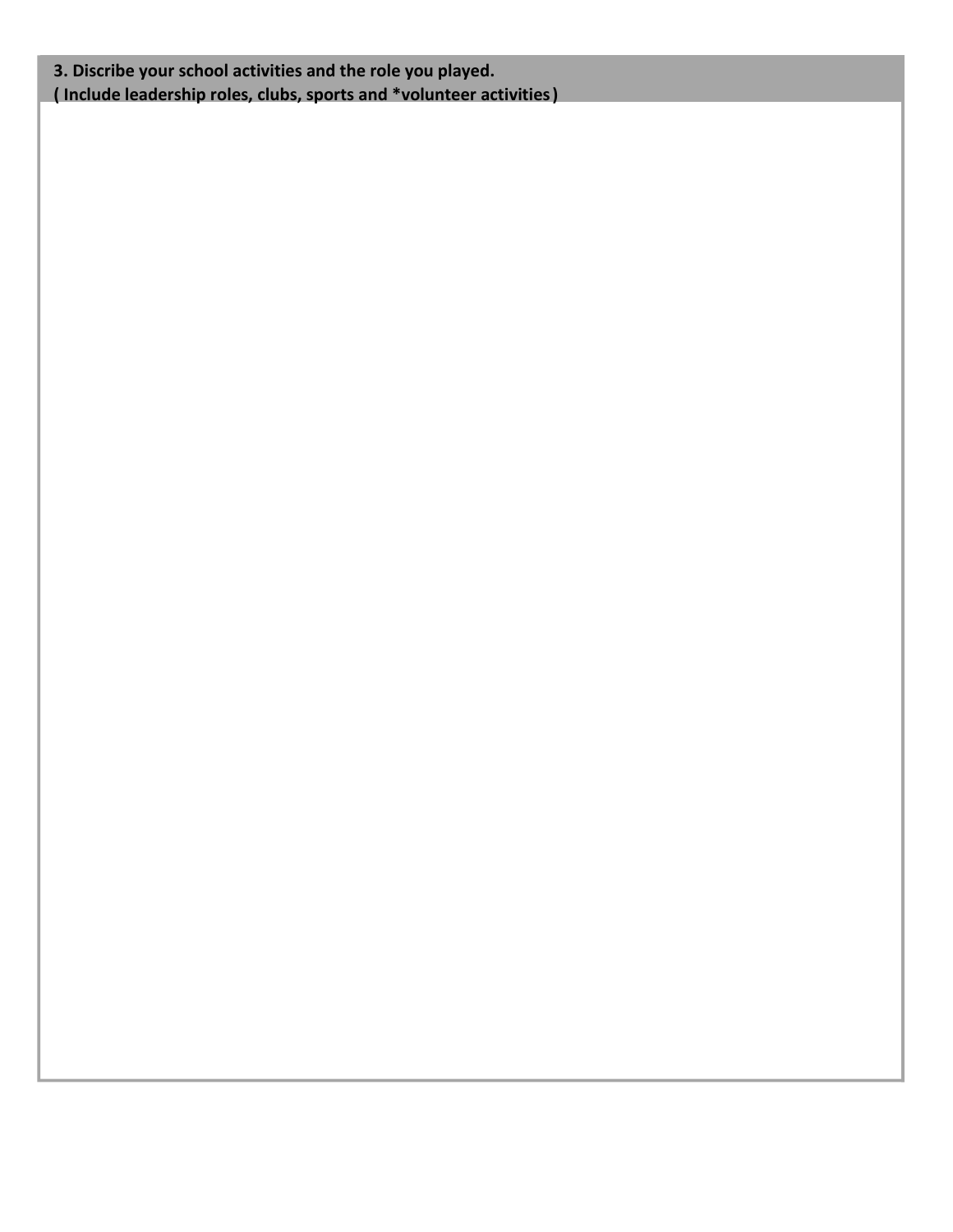**3. Discribe your school activities and the role you played.**
**( Include leadership roles, clubs, sports and *volunteer activities )**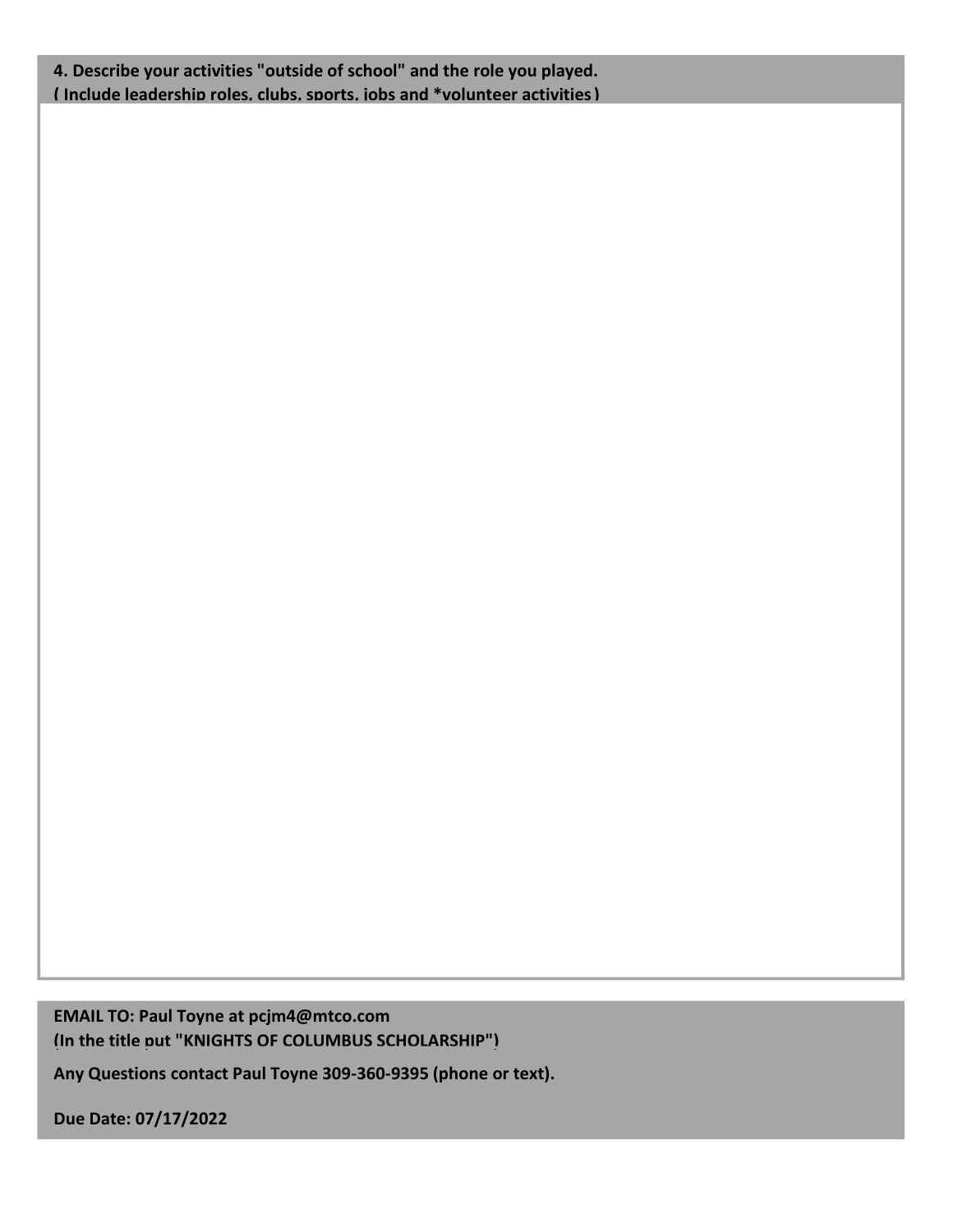**4. Describe your activities "outside of school" and the role you played.**
**( Include leadership roles, clubs, sports, jobs and *volunteer activities )**

**EMAIL TO: Paul Toyne at pcjm4@mtco.com**
**(In the title put "KNIGHTS OF COLUMBUS SCHOLARSHIP")**

**Any Questions contact Paul Toyne 309-360-9395 (phone or text).**

**Due Date: 07/17/2022**